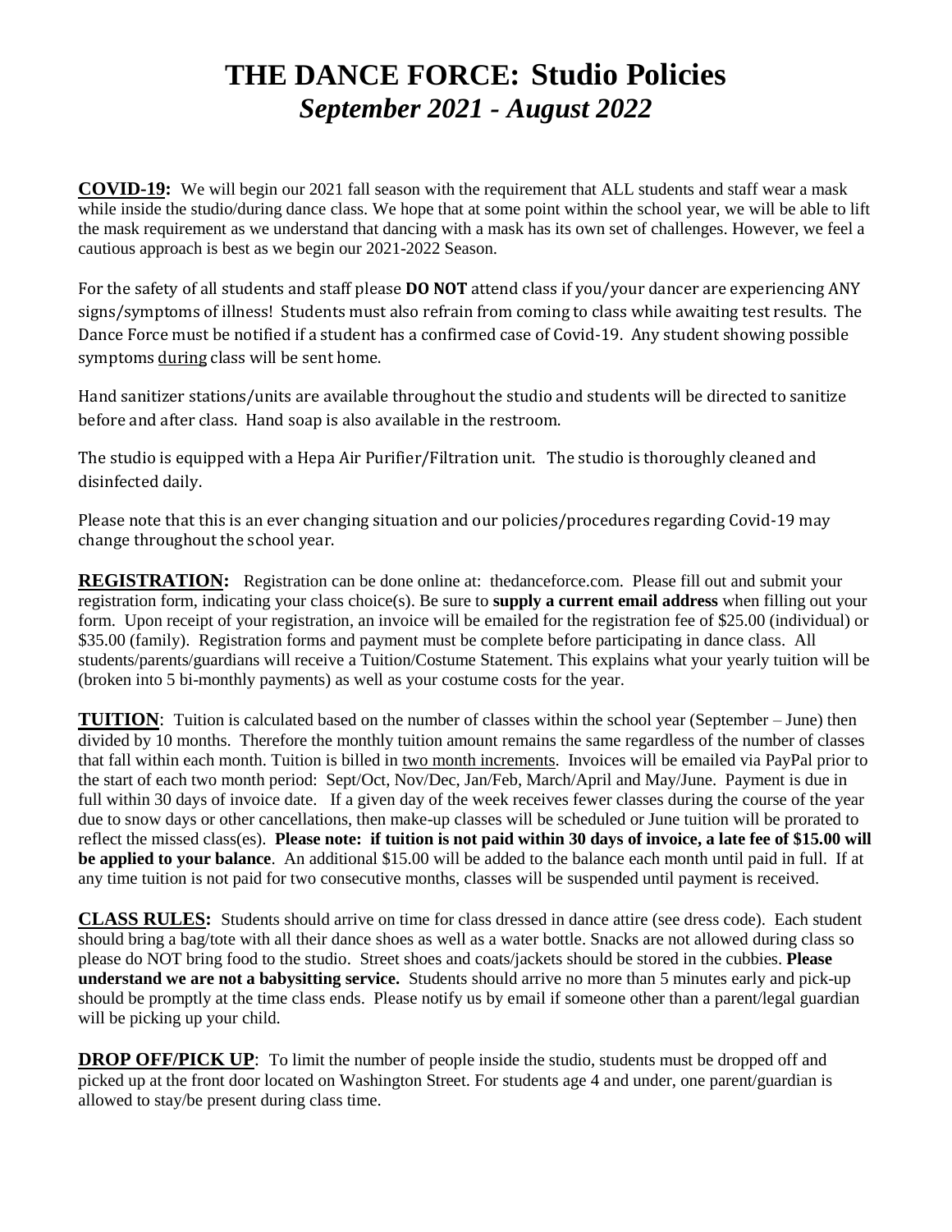# THE DANCE FORCE: Studio Policies
## *September 2021 - August 2022*

**COVID-19:** We will begin our 2021 fall season with the requirement that ALL students and staff wear a mask while inside the studio/during dance class. We hope that at some point within the school year, we will be able to lift the mask requirement as we understand that dancing with a mask has its own set of challenges. However, we feel a cautious approach is best as we begin our 2021-2022 Season.

For the safety of all students and staff please **DO NOT** attend class if you/your dancer are experiencing ANY signs/symptoms of illness! Students must also refrain from coming to class while awaiting test results. The Dance Force must be notified if a student has a confirmed case of Covid-19. Any student showing possible symptoms during class will be sent home.

Hand sanitizer stations/units are available throughout the studio and students will be directed to sanitize before and after class. Hand soap is also available in the restroom.

The studio is equipped with a Hepa Air Purifier/Filtration unit. The studio is thoroughly cleaned and disinfected daily.

Please note that this is an ever changing situation and our policies/procedures regarding Covid-19 may change throughout the school year.

**REGISTRATION:** Registration can be done online at: thedanceforce.com. Please fill out and submit your registration form, indicating your class choice(s). Be sure to **supply a current email address** when filling out your form. Upon receipt of your registration, an invoice will be emailed for the registration fee of $25.00 (individual) or $35.00 (family). Registration forms and payment must be complete before participating in dance class. All students/parents/guardians will receive a Tuition/Costume Statement. This explains what your yearly tuition will be (broken into 5 bi-monthly payments) as well as your costume costs for the year.

**TUITION**: Tuition is calculated based on the number of classes within the school year (September – June) then divided by 10 months. Therefore the monthly tuition amount remains the same regardless of the number of classes that fall within each month. Tuition is billed in two month increments. Invoices will be emailed via PayPal prior to the start of each two month period: Sept/Oct, Nov/Dec, Jan/Feb, March/April and May/June. Payment is due in full within 30 days of invoice date. If a given day of the week receives fewer classes during the course of the year due to snow days or other cancellations, then make-up classes will be scheduled or June tuition will be prorated to reflect the missed class(es). **Please note: if tuition is not paid within 30 days of invoice, a late fee of $15.00 will be applied to your balance**. An additional $15.00 will be added to the balance each month until paid in full. If at any time tuition is not paid for two consecutive months, classes will be suspended until payment is received.

**CLASS RULES:** Students should arrive on time for class dressed in dance attire (see dress code). Each student should bring a bag/tote with all their dance shoes as well as a water bottle. Snacks are not allowed during class so please do NOT bring food to the studio. Street shoes and coats/jackets should be stored in the cubbies. **Please understand we are not a babysitting service.** Students should arrive no more than 5 minutes early and pick-up should be promptly at the time class ends. Please notify us by email if someone other than a parent/legal guardian will be picking up your child.

**DROP OFF/PICK UP**: To limit the number of people inside the studio, students must be dropped off and picked up at the front door located on Washington Street. For students age 4 and under, one parent/guardian is allowed to stay/be present during class time.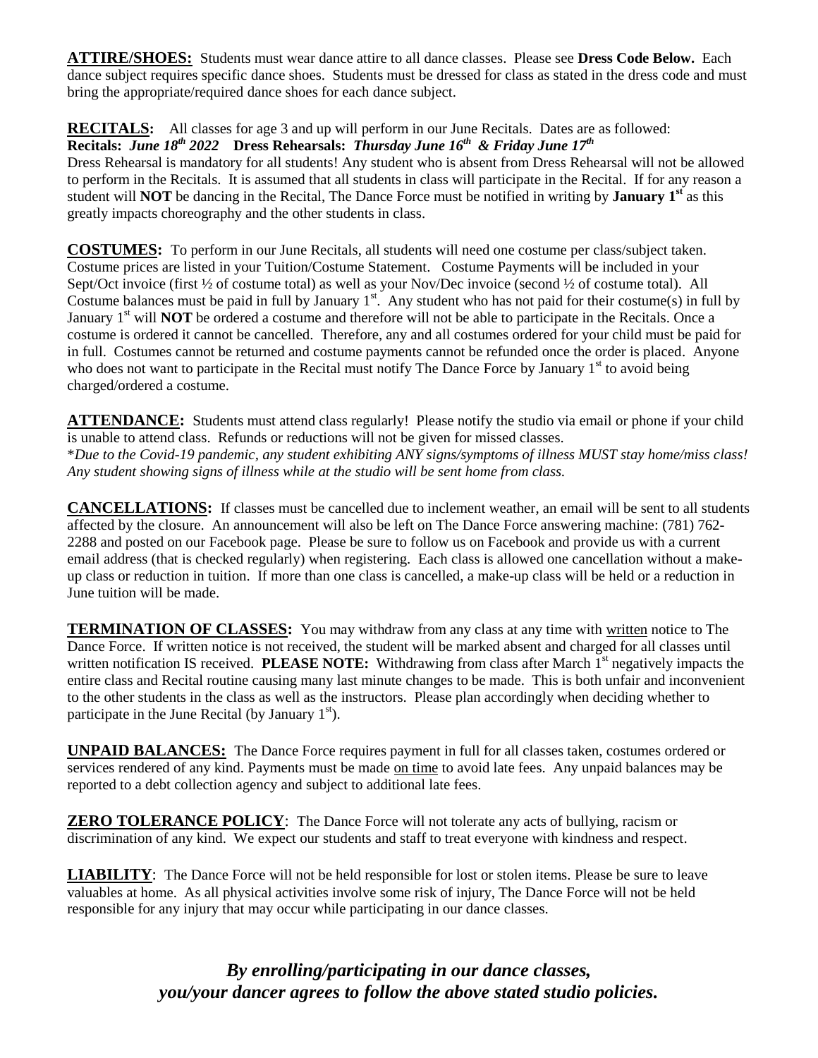**ATTIRE/SHOES:** Students must wear dance attire to all dance classes. Please see **Dress Code Below.** Each dance subject requires specific dance shoes. Students must be dressed for class as stated in the dress code and must bring the appropriate/required dance shoes for each dance subject.

**RECITALS:** All classes for age 3 and up will perform in our June Recitals. Dates are as followed:
**Recitals:** ***June 18th 2022*** **Dress Rehearsals:** ***Thursday June 16th & Friday June 17th***
Dress Rehearsal is mandatory for all students! Any student who is absent from Dress Rehearsal will not be allowed to perform in the Recitals. It is assumed that all students in class will participate in the Recital. If for any reason a student will **NOT** be dancing in the Recital, The Dance Force must be notified in writing by **January 1st** as this greatly impacts choreography and the other students in class.

**COSTUMES:** To perform in our June Recitals, all students will need one costume per class/subject taken. Costume prices are listed in your Tuition/Costume Statement. Costume Payments will be included in your Sept/Oct invoice (first ½ of costume total) as well as your Nov/Dec invoice (second ½ of costume total). All Costume balances must be paid in full by January 1st. Any student who has not paid for their costume(s) in full by January 1st will **NOT** be ordered a costume and therefore will not be able to participate in the Recitals. Once a costume is ordered it cannot be cancelled. Therefore, any and all costumes ordered for your child must be paid for in full. Costumes cannot be returned and costume payments cannot be refunded once the order is placed. Anyone who does not want to participate in the Recital must notify The Dance Force by January 1st to avoid being charged/ordered a costume.

**ATTENDANCE:** Students must attend class regularly! Please notify the studio via email or phone if your child is unable to attend class. Refunds or reductions will not be given for missed classes.
*\*Due to the Covid-19 pandemic, any student exhibiting ANY signs/symptoms of illness MUST stay home/miss class! Any student showing signs of illness while at the studio will be sent home from class.*

**CANCELLATIONS:** If classes must be cancelled due to inclement weather, an email will be sent to all students affected by the closure. An announcement will also be left on The Dance Force answering machine: (781) 762-2288 and posted on our Facebook page. Please be sure to follow us on Facebook and provide us with a current email address (that is checked regularly) when registering. Each class is allowed one cancellation without a make-up class or reduction in tuition. If more than one class is cancelled, a make-up class will be held or a reduction in June tuition will be made.

**TERMINATION OF CLASSES:** You may withdraw from any class at any time with written notice to The Dance Force. If written notice is not received, the student will be marked absent and charged for all classes until written notification IS received. **PLEASE NOTE:** Withdrawing from class after March 1st negatively impacts the entire class and Recital routine causing many last minute changes to be made. This is both unfair and inconvenient to the other students in the class as well as the instructors. Please plan accordingly when deciding whether to participate in the June Recital (by January 1st).

**UNPAID BALANCES:** The Dance Force requires payment in full for all classes taken, costumes ordered or services rendered of any kind. Payments must be made on time to avoid late fees. Any unpaid balances may be reported to a debt collection agency and subject to additional late fees.

**ZERO TOLERANCE POLICY**: The Dance Force will not tolerate any acts of bullying, racism or discrimination of any kind. We expect our students and staff to treat everyone with kindness and respect.

**LIABILITY**: The Dance Force will not be held responsible for lost or stolen items. Please be sure to leave valuables at home. As all physical activities involve some risk of injury, The Dance Force will not be held responsible for any injury that may occur while participating in our dance classes.

***By enrolling/participating in our dance classes, you/your dancer agrees to follow the above stated studio policies.***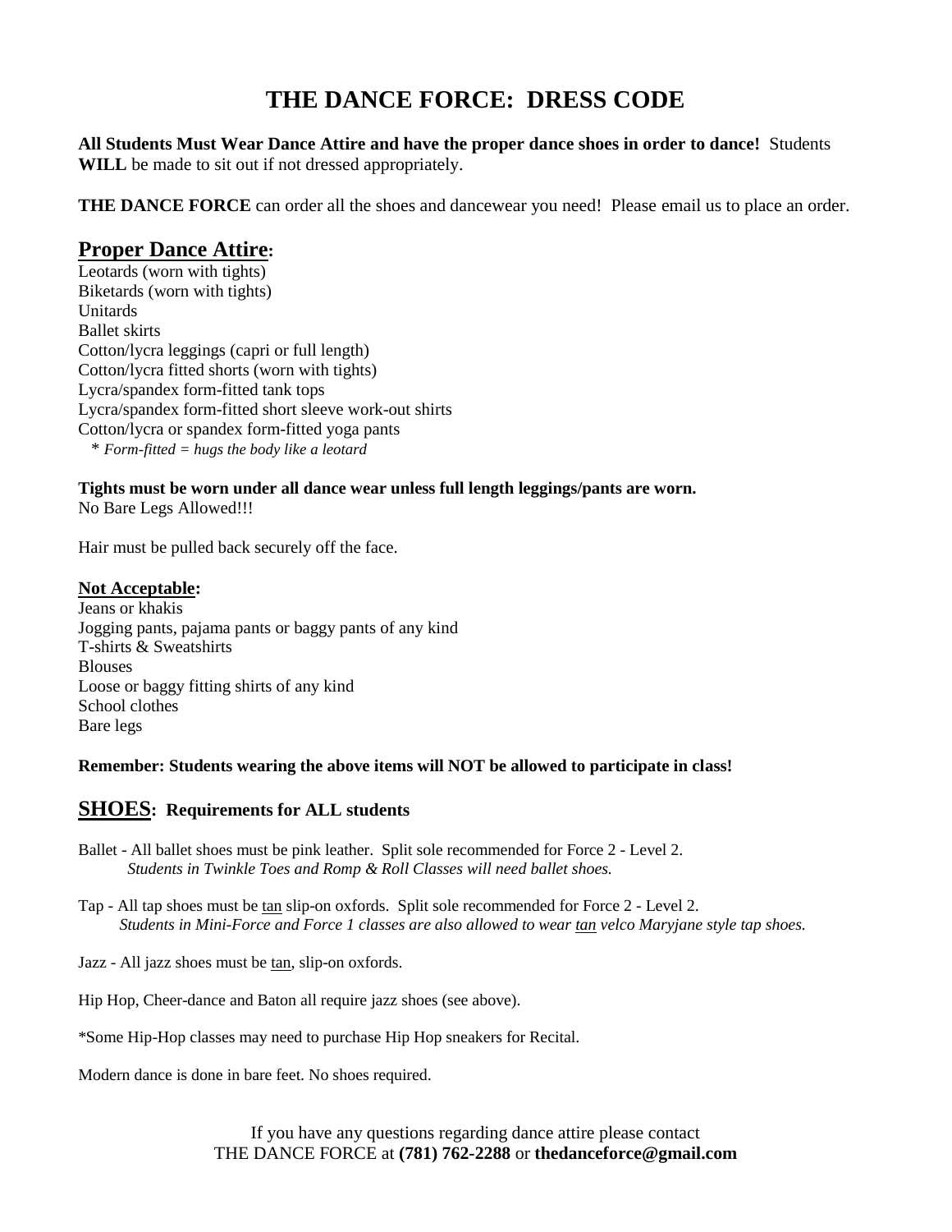# THE DANCE FORCE: DRESS CODE

**All Students Must Wear Dance Attire and have the proper dance shoes in order to dance!** Students **WILL** be made to sit out if not dressed appropriately.

**THE DANCE FORCE** can order all the shoes and dancewear you need! Please email us to place an order.

## Proper Dance Attire:

Leotards (worn with tights)
Biketards (worn with tights)
Unitards
Ballet skirts
Cotton/lycra leggings (capri or full length)
Cotton/lycra fitted shorts (worn with tights)
Lycra/spandex form-fitted tank tops
Lycra/spandex form-fitted short sleeve work-out shirts
Cotton/lycra or spandex form-fitted yoga pants
  * *Form-fitted = hugs the body like a leotard*

**Tights must be worn under all dance wear unless full length leggings/pants are worn.**
No Bare Legs Allowed!!!

Hair must be pulled back securely off the face.

**Not Acceptable:**
Jeans or khakis
Jogging pants, pajama pants or baggy pants of any kind
T-shirts & Sweatshirts
Blouses
Loose or baggy fitting shirts of any kind
School clothes
Bare legs

**Remember: Students wearing the above items will NOT be allowed to participate in class!**

## SHOES: Requirements for ALL students

Ballet - All ballet shoes must be pink leather. Split sole recommended for Force 2 - Level 2.
*Students in Twinkle Toes and Romp & Roll Classes will need ballet shoes.*

Tap - All tap shoes must be tan slip-on oxfords. Split sole recommended for Force 2 - Level 2.
*Students in Mini-Force and Force 1 classes are also allowed to wear tan velco Maryjane style tap shoes.*

Jazz - All jazz shoes must be tan, slip-on oxfords.

Hip Hop, Cheer-dance and Baton all require jazz shoes (see above).

*Some Hip-Hop classes may need to purchase Hip Hop sneakers for Recital.

Modern dance is done in bare feet. No shoes required.

If you have any questions regarding dance attire please contact
THE DANCE FORCE at **(781) 762-2288** or **thedanceforce@gmail.com**